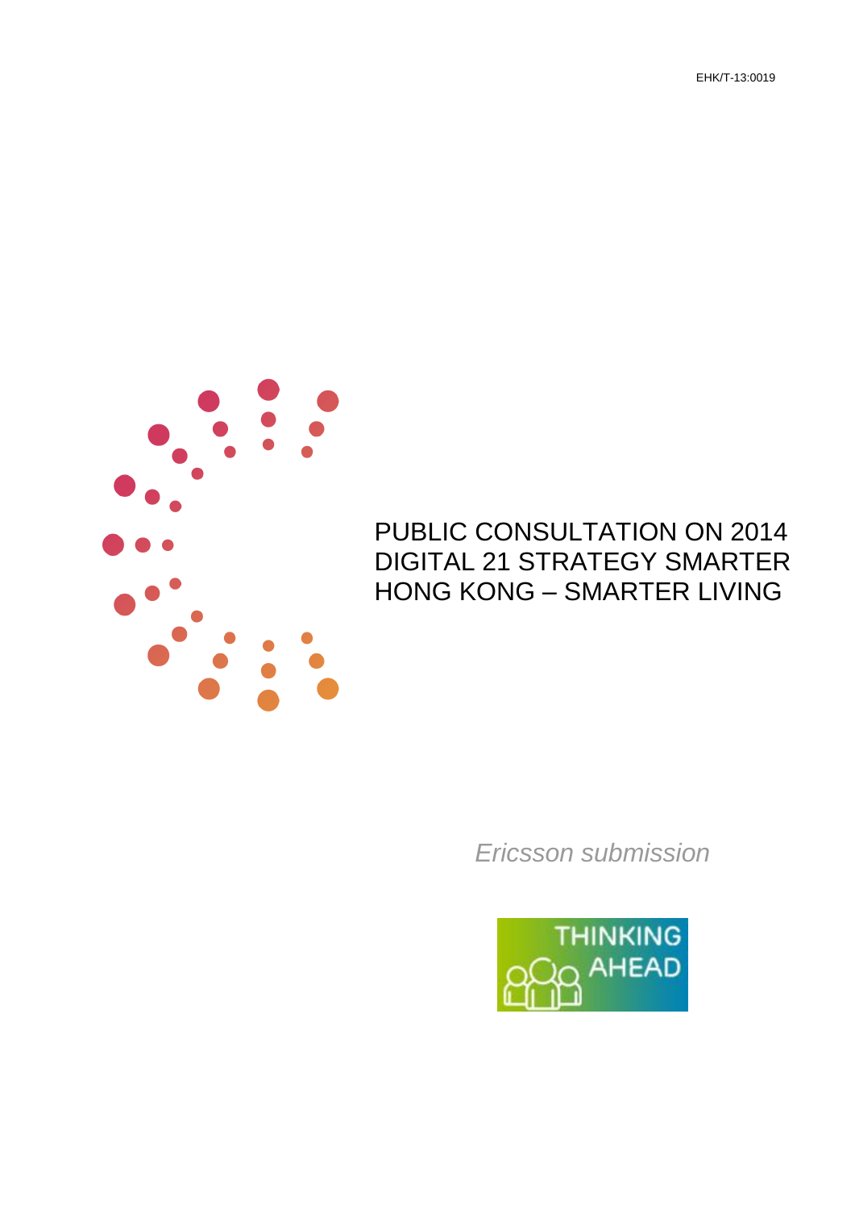EHK/T-13:0019

# PUBLIC CONSULTATION ON 2014 DIGITAL 21 STRATEGY SMARTER HONG KONG – SMARTER LIVING

*Ericsson submission*

THINKING AHEAD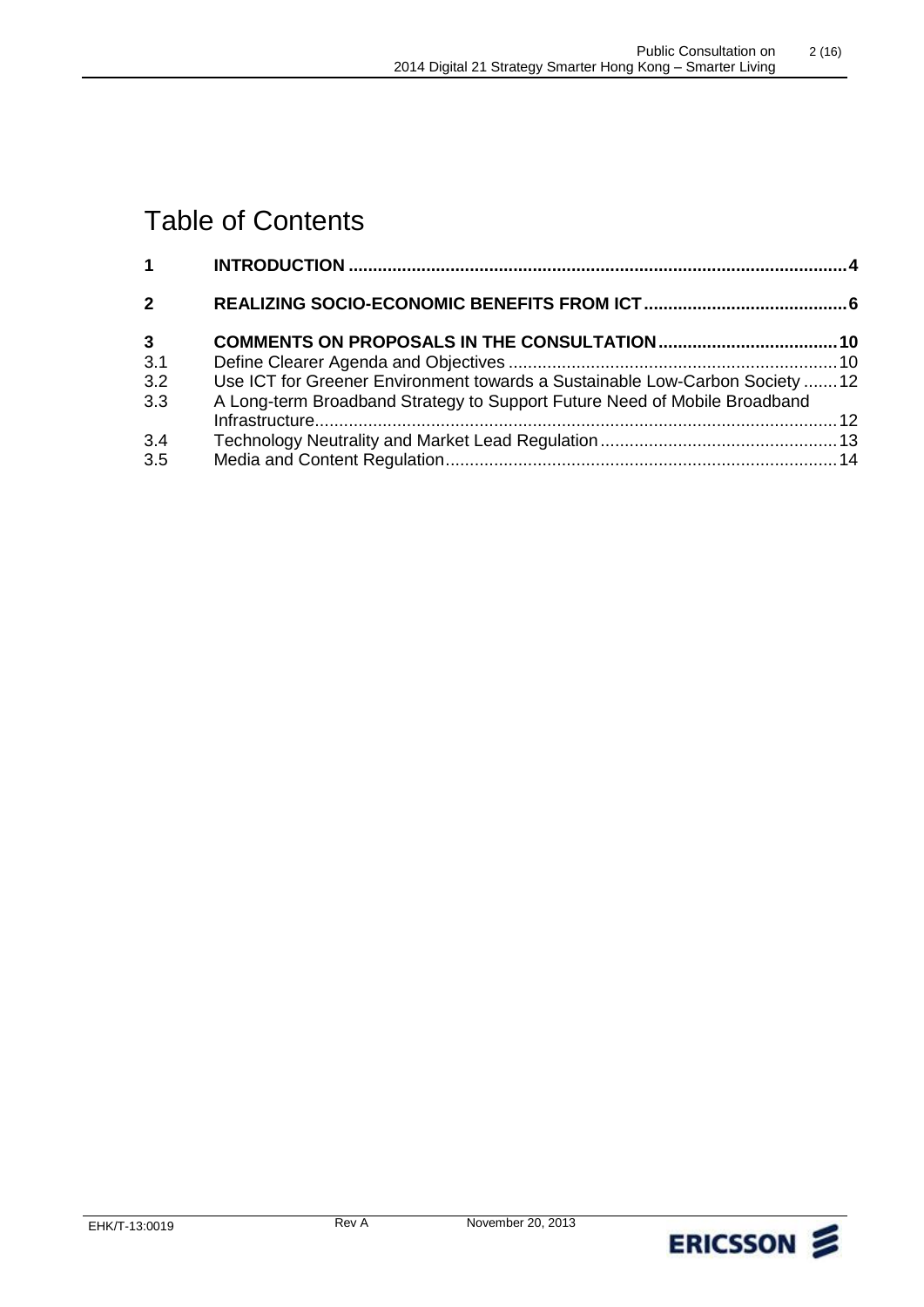# Table of Contents

| | | |
|---|---|---|
| **1** | **INTRODUCTION** | **4** |
| **2** | **REALIZING SOCIO-ECONOMIC BENEFITS FROM ICT** | **6** |
| **3** | **COMMENTS ON PROPOSALS IN THE CONSULTATION** | **10** |
| 3.1 | Define Clearer Agenda and Objectives | 10 |
| 3.2 | Use ICT for Greener Environment towards a Sustainable Low-Carbon Society | 12 |
| 3.3 | A Long-term Broadband Strategy to Support Future Need of Mobile Broadband Infrastructure | 12 |
| 3.4 | Technology Neutrality and Market Lead Regulation | 13 |
| 3.5 | Media and Content Regulation | 14 |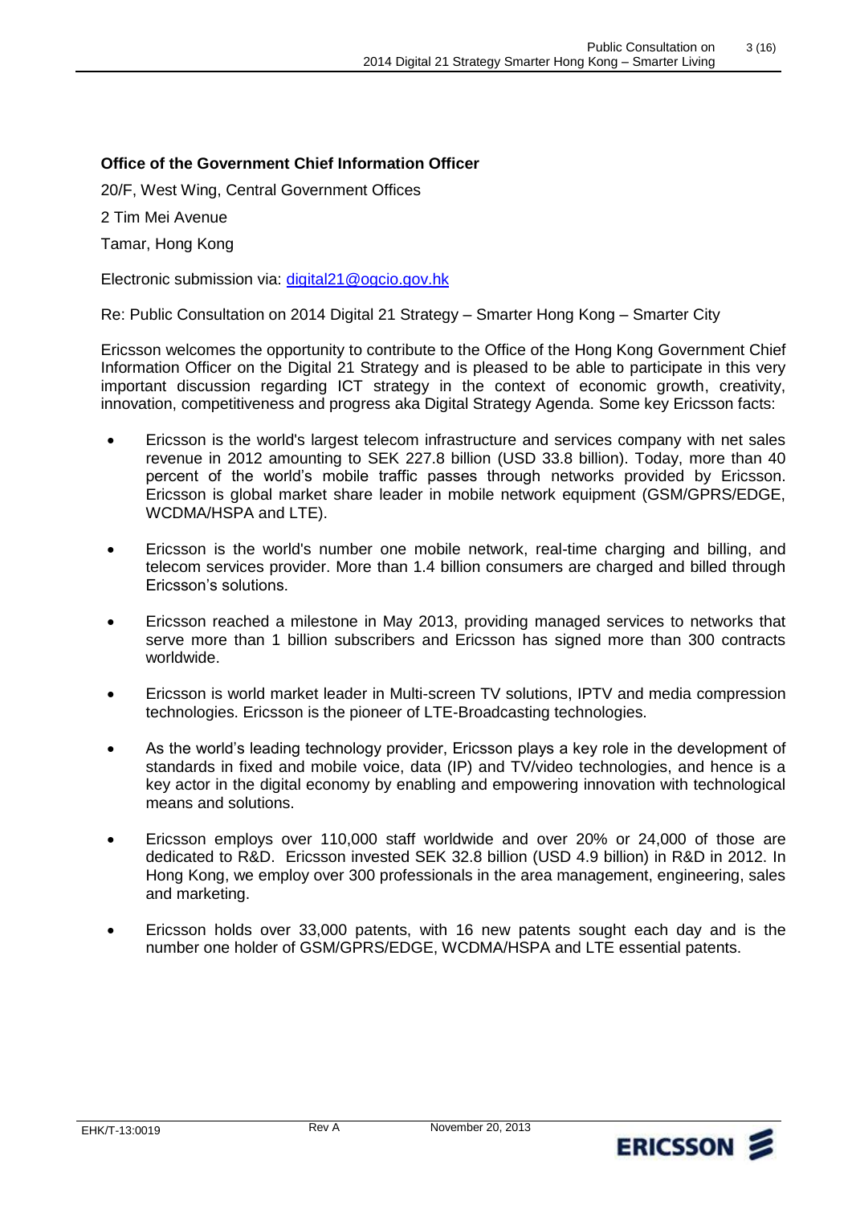**Office of the Government Chief Information Officer**

20/F, West Wing, Central Government Offices

2 Tim Mei Avenue

Tamar, Hong Kong

Electronic submission via: digital21@ogcio.gov.hk

Re: Public Consultation on 2014 Digital 21 Strategy – Smarter Hong Kong – Smarter City

Ericsson welcomes the opportunity to contribute to the Office of the Hong Kong Government Chief Information Officer on the Digital 21 Strategy and is pleased to be able to participate in this very important discussion regarding ICT strategy in the context of economic growth, creativity, innovation, competitiveness and progress aka Digital Strategy Agenda. Some key Ericsson facts:

- Ericsson is the world's largest telecom infrastructure and services company with net sales revenue in 2012 amounting to SEK 227.8 billion (USD 33.8 billion). Today, more than 40 percent of the world's mobile traffic passes through networks provided by Ericsson. Ericsson is global market share leader in mobile network equipment (GSM/GPRS/EDGE, WCDMA/HSPA and LTE).

- Ericsson is the world's number one mobile network, real-time charging and billing, and telecom services provider. More than 1.4 billion consumers are charged and billed through Ericsson's solutions.

- Ericsson reached a milestone in May 2013, providing managed services to networks that serve more than 1 billion subscribers and Ericsson has signed more than 300 contracts worldwide.

- Ericsson is world market leader in Multi-screen TV solutions, IPTV and media compression technologies. Ericsson is the pioneer of LTE-Broadcasting technologies.

- As the world's leading technology provider, Ericsson plays a key role in the development of standards in fixed and mobile voice, data (IP) and TV/video technologies, and hence is a key actor in the digital economy by enabling and empowering innovation with technological means and solutions.

- Ericsson employs over 110,000 staff worldwide and over 20% or 24,000 of those are dedicated to R&D. Ericsson invested SEK 32.8 billion (USD 4.9 billion) in R&D in 2012. In Hong Kong, we employ over 300 professionals in the area management, engineering, sales and marketing.

- Ericsson holds over 33,000 patents, with 16 new patents sought each day and is the number one holder of GSM/GPRS/EDGE, WCDMA/HSPA and LTE essential patents.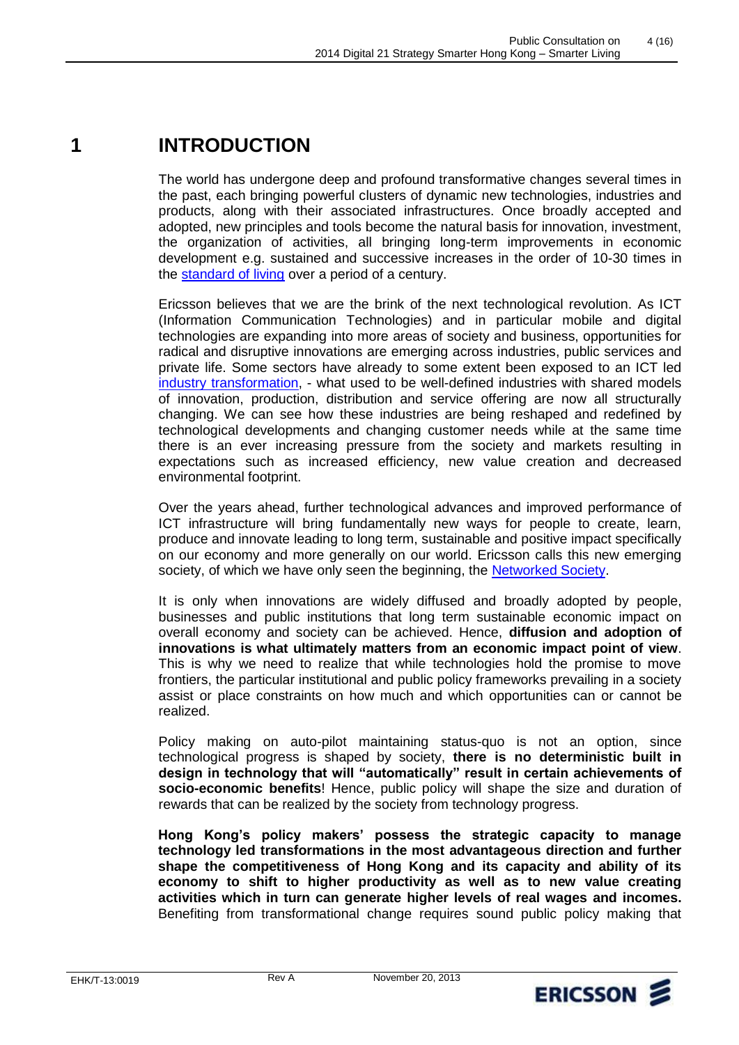# 1 INTRODUCTION

The world has undergone deep and profound transformative changes several times in the past, each bringing powerful clusters of dynamic new technologies, industries and products, along with their associated infrastructures. Once broadly accepted and adopted, new principles and tools become the natural basis for innovation, investment, the organization of activities, all bringing long-term improvements in economic development e.g. sustained and successive increases in the order of 10-30 times in the standard of living over a period of a century.

Ericsson believes that we are the brink of the next technological revolution. As ICT (Information Communication Technologies) and in particular mobile and digital technologies are expanding into more areas of society and business, opportunities for radical and disruptive innovations are emerging across industries, public services and private life. Some sectors have already to some extent been exposed to an ICT led industry transformation, - what used to be well-defined industries with shared models of innovation, production, distribution and service offering are now all structurally changing. We can see how these industries are being reshaped and redefined by technological developments and changing customer needs while at the same time there is an ever increasing pressure from the society and markets resulting in expectations such as increased efficiency, new value creation and decreased environmental footprint.

Over the years ahead, further technological advances and improved performance of ICT infrastructure will bring fundamentally new ways for people to create, learn, produce and innovate leading to long term, sustainable and positive impact specifically on our economy and more generally on our world. Ericsson calls this new emerging society, of which we have only seen the beginning, the Networked Society.

It is only when innovations are widely diffused and broadly adopted by people, businesses and public institutions that long term sustainable economic impact on overall economy and society can be achieved. Hence, **diffusion and adoption of innovations is what ultimately matters from an economic impact point of view**. This is why we need to realize that while technologies hold the promise to move frontiers, the particular institutional and public policy frameworks prevailing in a society assist or place constraints on how much and which opportunities can or cannot be realized.

Policy making on auto-pilot maintaining status-quo is not an option, since technological progress is shaped by society, **there is no deterministic built in design in technology that will "automatically" result in certain achievements of socio-economic benefits**! Hence, public policy will shape the size and duration of rewards that can be realized by the society from technology progress.

**Hong Kong's policy makers' possess the strategic capacity to manage technology led transformations in the most advantageous direction and further shape the competitiveness of Hong Kong and its capacity and ability of its economy to shift to higher productivity as well as to new value creating activities which in turn can generate higher levels of real wages and incomes.** Benefiting from transformational change requires sound public policy making that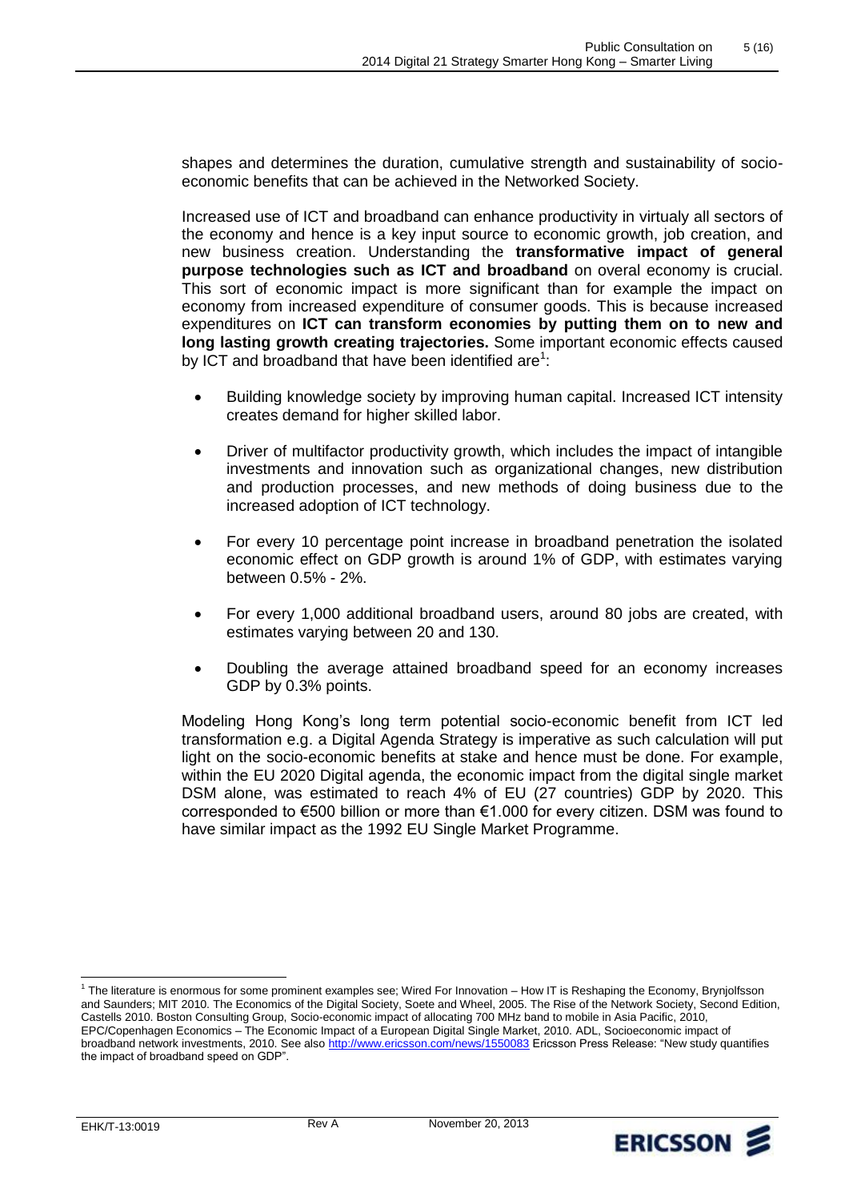shapes and determines the duration, cumulative strength and sustainability of socio-economic benefits that can be achieved in the Networked Society.

Increased use of ICT and broadband can enhance productivity in virtualy all sectors of the economy and hence is a key input source to economic growth, job creation, and new business creation. Understanding the **transformative impact of general purpose technologies such as ICT and broadband** on overal economy is crucial. This sort of economic impact is more significant than for example the impact on economy from increased expenditure of consumer goods. This is because increased expenditures on **ICT can transform economies by putting them on to new and long lasting growth creating trajectories.** Some important economic effects caused by ICT and broadband that have been identified are[1]:

- Building knowledge society by improving human capital. Increased ICT intensity creates demand for higher skilled labor.
- Driver of multifactor productivity growth, which includes the impact of intangible investments and innovation such as organizational changes, new distribution and production processes, and new methods of doing business due to the increased adoption of ICT technology.
- For every 10 percentage point increase in broadband penetration the isolated economic effect on GDP growth is around 1% of GDP, with estimates varying between 0.5% - 2%.
- For every 1,000 additional broadband users, around 80 jobs are created, with estimates varying between 20 and 130.
- Doubling the average attained broadband speed for an economy increases GDP by 0.3% points.

Modeling Hong Kong's long term potential socio-economic benefit from ICT led transformation e.g. a Digital Agenda Strategy is imperative as such calculation will put light on the socio-economic benefits at stake and hence must be done. For example, within the EU 2020 Digital agenda, the economic impact from the digital single market DSM alone, was estimated to reach 4% of EU (27 countries) GDP by 2020. This corresponded to €500 billion or more than €1.000 for every citizen. DSM was found to have similar impact as the 1992 EU Single Market Programme.

[1] The literature is enormous for some prominent examples see; Wired For Innovation – How IT is Reshaping the Economy, Brynjolfsson and Saunders; MIT 2010. The Economics of the Digital Society, Soete and Wheel, 2005. The Rise of the Network Society, Second Edition, Castells 2010. Boston Consulting Group, Socio-economic impact of allocating 700 MHz band to mobile in Asia Pacific, 2010, EPC/Copenhagen Economics – The Economic Impact of a European Digital Single Market, 2010. ADL, Socioeconomic impact of broadband network investments, 2010. See also http://www.ericsson.com/news/1550083 Ericsson Press Release: "New study quantifies the impact of broadband speed on GDP".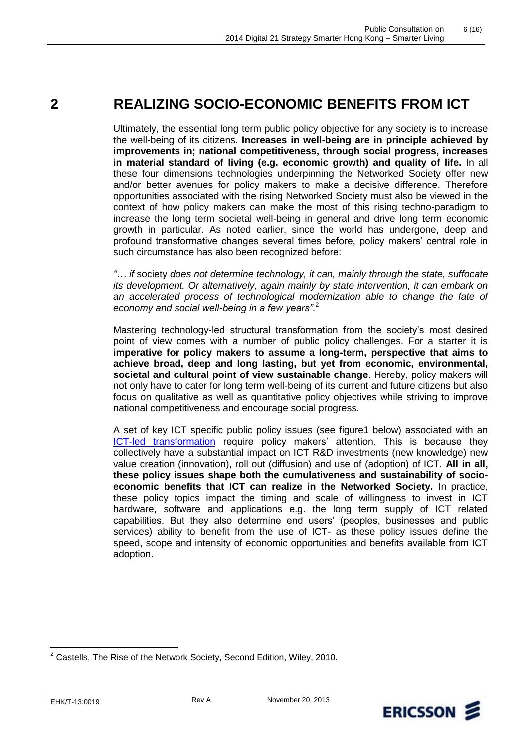# 2 REALIZING SOCIO-ECONOMIC BENEFITS FROM ICT

Ultimately, the essential long term public policy objective for any society is to increase the well-being of its citizens. **Increases in well-being are in principle achieved by improvements in; national competitiveness, through social progress, increases in material standard of living (e.g. economic growth) and quality of life.** In all these four dimensions technologies underpinning the Networked Society offer new and/or better avenues for policy makers to make a decisive difference. Therefore opportunities associated with the rising Networked Society must also be viewed in the context of how policy makers can make the most of this rising techno-paradigm to increase the long term societal well-being in general and drive long term economic growth in particular. As noted earlier, since the world has undergone, deep and profound transformative changes several times before, policy makers' central role in such circumstance has also been recognized before:

*"… if* society *does not determine technology, it can, mainly through the state, suffocate its development. Or alternatively, again mainly by state intervention, it can embark on an accelerated process of technological modernization able to change the fate of economy and social well-being in a few years".*[2]

Mastering technology-led structural transformation from the society's most desired point of view comes with a number of public policy challenges. For a starter it is **imperative for policy makers to assume a long-term, perspective that aims to achieve broad, deep and long lasting, but yet from economic, environmental, societal and cultural point of view sustainable change**. Hereby, policy makers will not only have to cater for long term well-being of its current and future citizens but also focus on qualitative as well as quantitative policy objectives while striving to improve national competitiveness and encourage social progress.

A set of key ICT specific public policy issues (see figure1 below) associated with an ICT-led transformation require policy makers' attention. This is because they collectively have a substantial impact on ICT R&D investments (new knowledge) new value creation (innovation), roll out (diffusion) and use of (adoption) of ICT. **All in all, these policy issues shape both the cumulativeness and sustainability of socio-economic benefits that ICT can realize in the Networked Society.** In practice, these policy topics impact the timing and scale of willingness to invest in ICT hardware, software and applications e.g. the long term supply of ICT related capabilities. But they also determine end users' (peoples, businesses and public services) ability to benefit from the use of ICT- as these policy issues define the speed, scope and intensity of economic opportunities and benefits available from ICT adoption.

[2] Castells, The Rise of the Network Society, Second Edition, Wiley, 2010.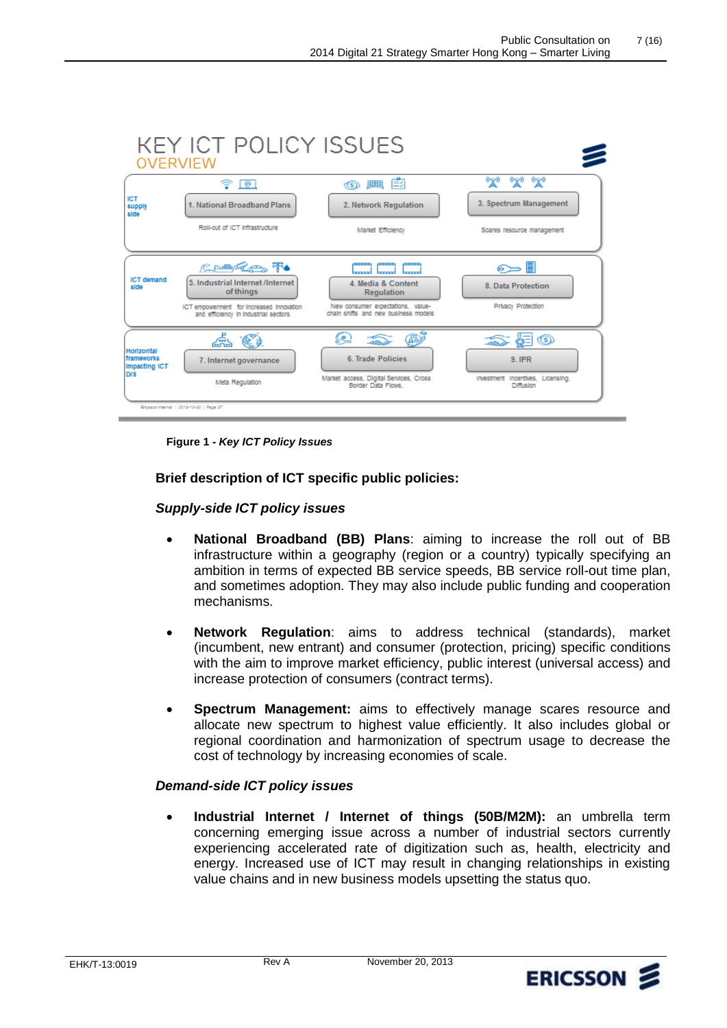# KEY ICT POLICY ISSUES
OVERVIEW

| | | | |
|---|---|---|---|
| ICT supply side | 1. National Broadband Plans<br>Roll-out of ICT infrastructure | 2. Network Regulation<br>Market Efficiency | 3. Spectrum Management<br>Scares resource management |
| ICT demand side | 5. Industrial Internet /Internet of things<br>ICT empowerment for increased innovation and efficiency in industrial sectors | 4. Media & Content Regulation<br>New consumer expectations, value-chain shifts and new business models | 8. Data Protection<br>Privacy Protection |
| Horizontal frameworks impacting ICT D/S | 7. Internet governance<br>Meta Regulation | 6. Trade Policies<br>Market access, Digital Services, Cross Border Data Flows, | 9. IPR<br>Investment incentives, Licensing, Diffusion |

**Figure 1 -** ***Key ICT Policy Issues***

**Brief description of ICT specific public policies:**

***Supply-side ICT policy issues***

- **National Broadband (BB) Plans**: aiming to increase the roll out of BB infrastructure within a geography (region or a country) typically specifying an ambition in terms of expected BB service speeds, BB service roll-out time plan, and sometimes adoption. They may also include public funding and cooperation mechanisms.

- **Network Regulation**: aims to address technical (standards), market (incumbent, new entrant) and consumer (protection, pricing) specific conditions with the aim to improve market efficiency, public interest (universal access) and increase protection of consumers (contract terms).

- **Spectrum Management:** aims to effectively manage scares resource and allocate new spectrum to highest value efficiently. It also includes global or regional coordination and harmonization of spectrum usage to decrease the cost of technology by increasing economies of scale.

***Demand-side ICT policy issues***

- **Industrial Internet / Internet of things (50B/M2M):** an umbrella term concerning emerging issue across a number of industrial sectors currently experiencing accelerated rate of digitization such as, health, electricity and energy. Increased use of ICT may result in changing relationships in existing value chains and in new business models upsetting the status quo.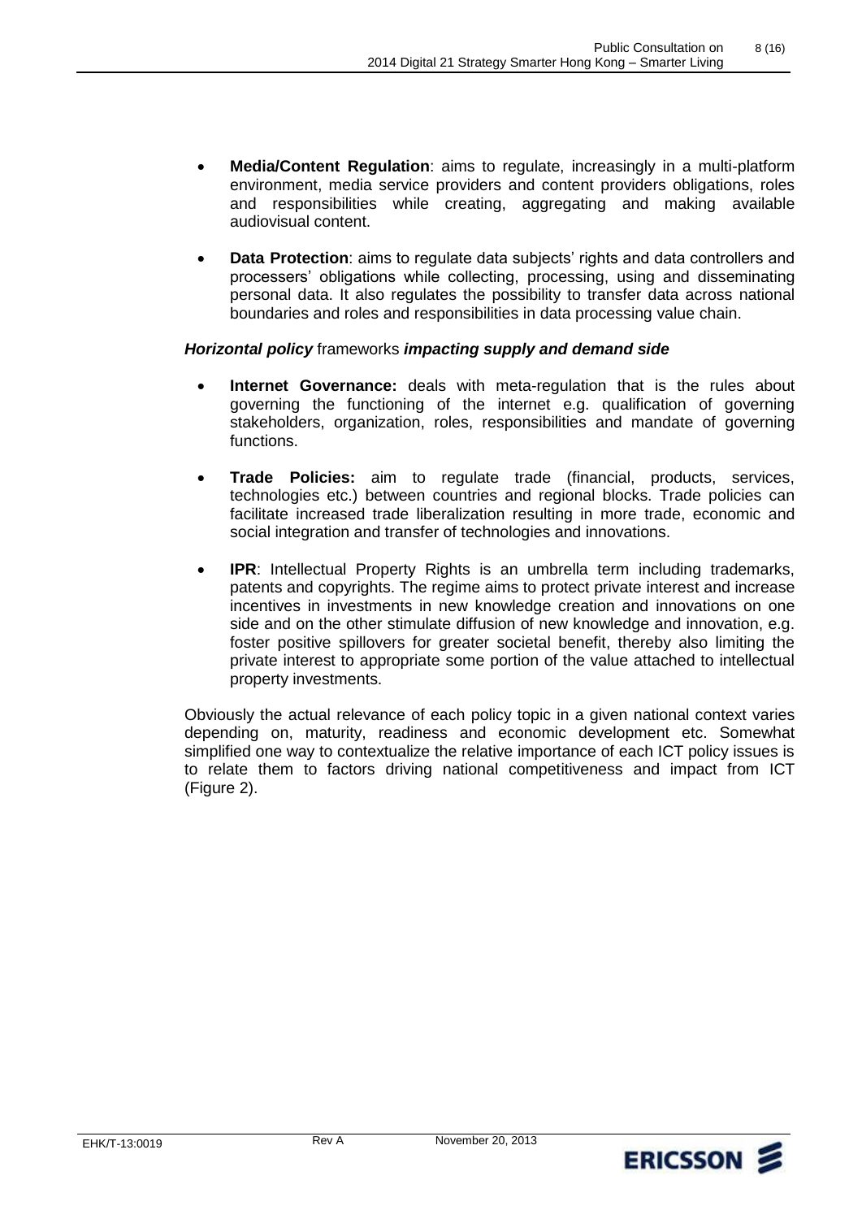- **Media/Content Regulation**: aims to regulate, increasingly in a multi-platform environment, media service providers and content providers obligations, roles and responsibilities while creating, aggregating and making available audiovisual content.

- **Data Protection**: aims to regulate data subjects' rights and data controllers and processers' obligations while collecting, processing, using and disseminating personal data. It also regulates the possibility to transfer data across national boundaries and roles and responsibilities in data processing value chain.

***Horizontal policy*** *frameworks* ***impacting supply and demand side***

- **Internet Governance:** deals with meta-regulation that is the rules about governing the functioning of the internet e.g. qualification of governing stakeholders, organization, roles, responsibilities and mandate of governing functions.

- **Trade Policies:** aim to regulate trade (financial, products, services, technologies etc.) between countries and regional blocks. Trade policies can facilitate increased trade liberalization resulting in more trade, economic and social integration and transfer of technologies and innovations.

- **IPR**: Intellectual Property Rights is an umbrella term including trademarks, patents and copyrights. The regime aims to protect private interest and increase incentives in investments in new knowledge creation and innovations on one side and on the other stimulate diffusion of new knowledge and innovation, e.g. foster positive spillovers for greater societal benefit, thereby also limiting the private interest to appropriate some portion of the value attached to intellectual property investments.

Obviously the actual relevance of each policy topic in a given national context varies depending on, maturity, readiness and economic development etc. Somewhat simplified one way to contextualize the relative importance of each ICT policy issues is to relate them to factors driving national competitiveness and impact from ICT (Figure 2).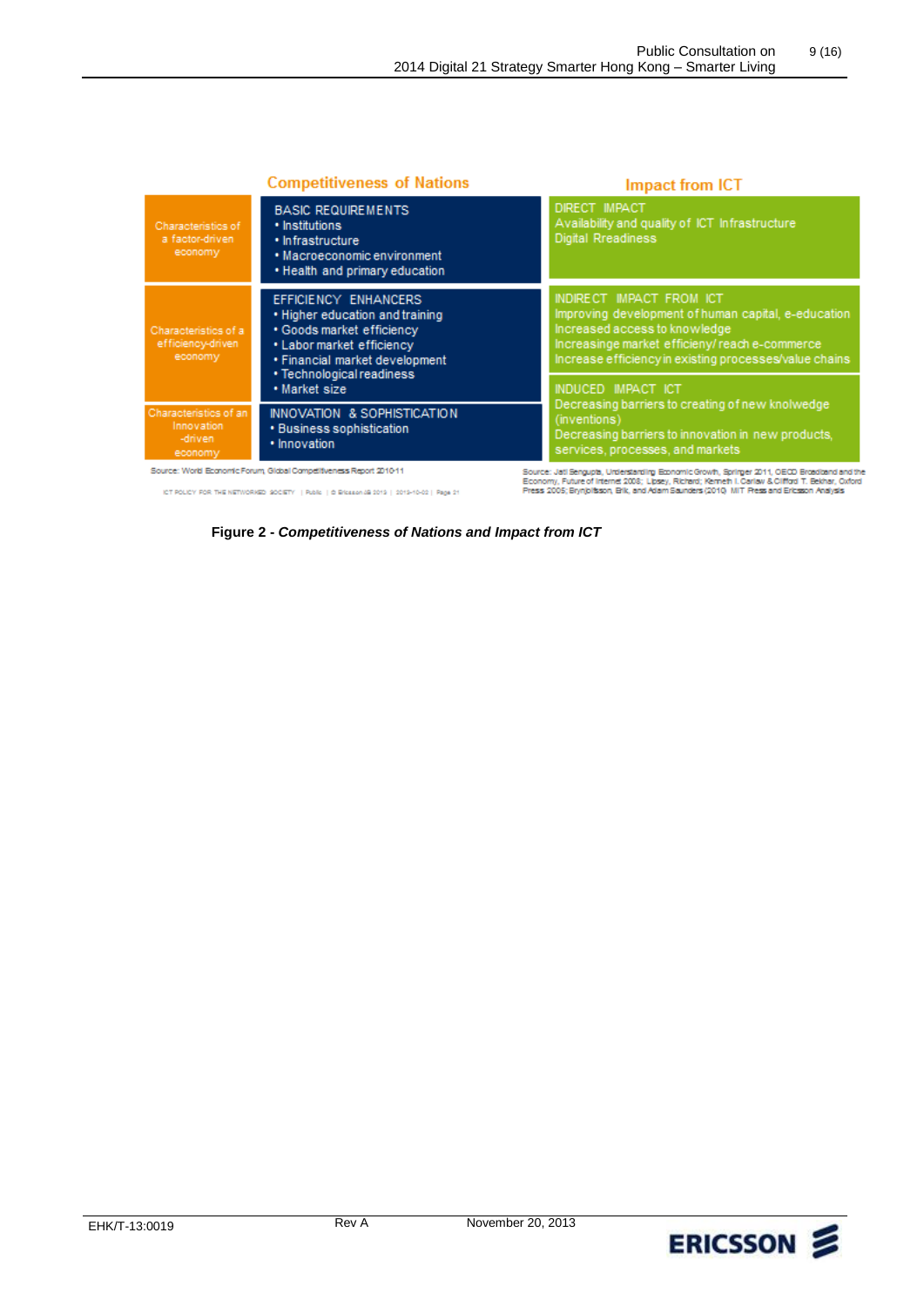| Competitiveness of Nations | | Impact from ICT |
|---|---|---|
| Characteristics of a factor-driven economy | BASIC REQUIREMENTS<br>• Institutions<br>• Infrastructure<br>• Macroeconomic environment<br>• Health and primary education | DIRECT IMPACT<br>Availability and quality of ICT Infrastructure<br>Digital Readiness |
| Characteristics of a efficiency-driven economy | EFFICIENCY ENHANCERS<br>• Higher education and training<br>• Goods market efficiency<br>• Labor market efficiency<br>• Financial market development<br>• Technological readiness<br>• Market size | INDIRECT IMPACT FROM ICT<br>Improving development of human capital, e-education<br>Increased access to knowledge<br>Increasinge market efficieny/ reach e-commerce<br>Increase efficiency in existing processes/value chains |
| Characteristics of an Innovation -driven economy | INNOVATION & SOPHISTICATION<br>• Business sophistication<br>• Innovation | INDUCED IMPACT ICT<br>Decreasing barriers to creating of new knolwedge (inventions)<br>Decreasing barriers to innovation in new products, services, processes, and markets |

Source: World Economic Forum, Global Competitiveness Report 2010-11

Source: Jati Sengupta, Understanding Economic Growth, Springer 2011, OECD Broadband and the Economy, Future of Internet 2008; Lipsey, Richard; Kenneth I. Carlaw & Clifford T. Bekhar, Oxford Press 2005; Brynjolfsson, Erik, and Adam Saunders (2010) MIT Press and Ericsson Analysis

ICT POLICY FOR THE NETWORKED SOCIETY | Public | © Ericsson AB 2013 | 2013-10-02 | Page 21

**Figure 2 -** ***Competitiveness of Nations and Impact from ICT***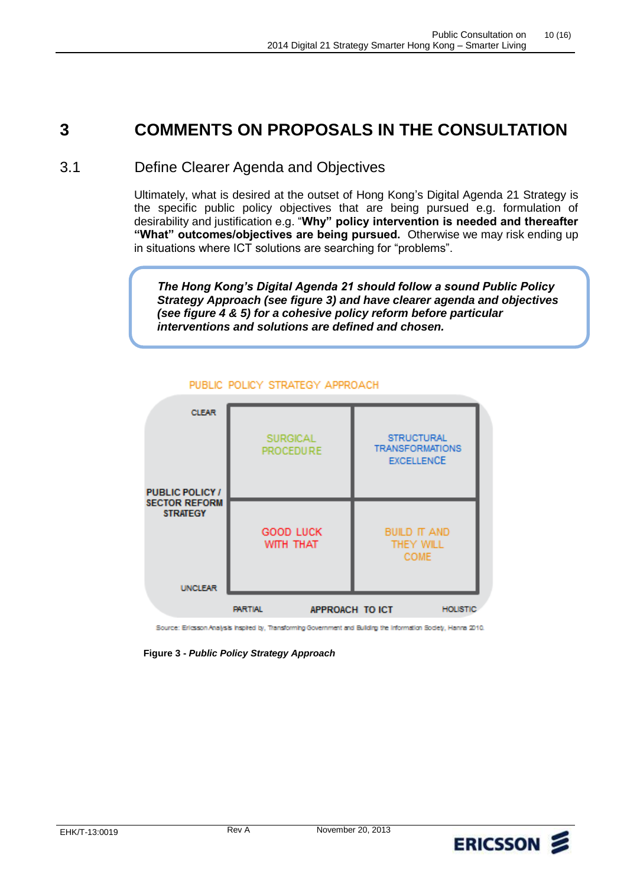# 3 COMMENTS ON PROPOSALS IN THE CONSULTATION

## 3.1 Define Clearer Agenda and Objectives

Ultimately, what is desired at the outset of Hong Kong's Digital Agenda 21 Strategy is the specific public policy objectives that are being pursued e.g. formulation of desirability and justification e.g. "**Why" policy intervention is needed and thereafter "What" outcomes/objectives are being pursued.** Otherwise we may risk ending up in situations where ICT solutions are searching for "problems".

> ***The Hong Kong's Digital Agenda 21 should follow a sound Public Policy Strategy Approach (see figure 3) and have clearer agenda and objectives (see figure 4 & 5) for a cohesive policy reform before particular interventions and solutions are defined and chosen.***

PUBLIC POLICY STRATEGY APPROACH

| PUBLIC POLICY / SECTOR REFORM STRATEGY | PARTIAL | HOLISTIC |
|---|---|---|
| CLEAR | SURGICAL PROCEDURE | STRUCTURAL TRANSFORMATIONS EXCELLENCE |
| UNCLEAR | GOOD LUCK WITH THAT | BUILD IT AND THEY WILL COME |

APPROACH TO ICT

Source: Ericsson Analysis inspired by, Transforming Government and Building the Information Society, Hanna 2010.

**Figure 3 -** ***Public Policy Strategy Approach***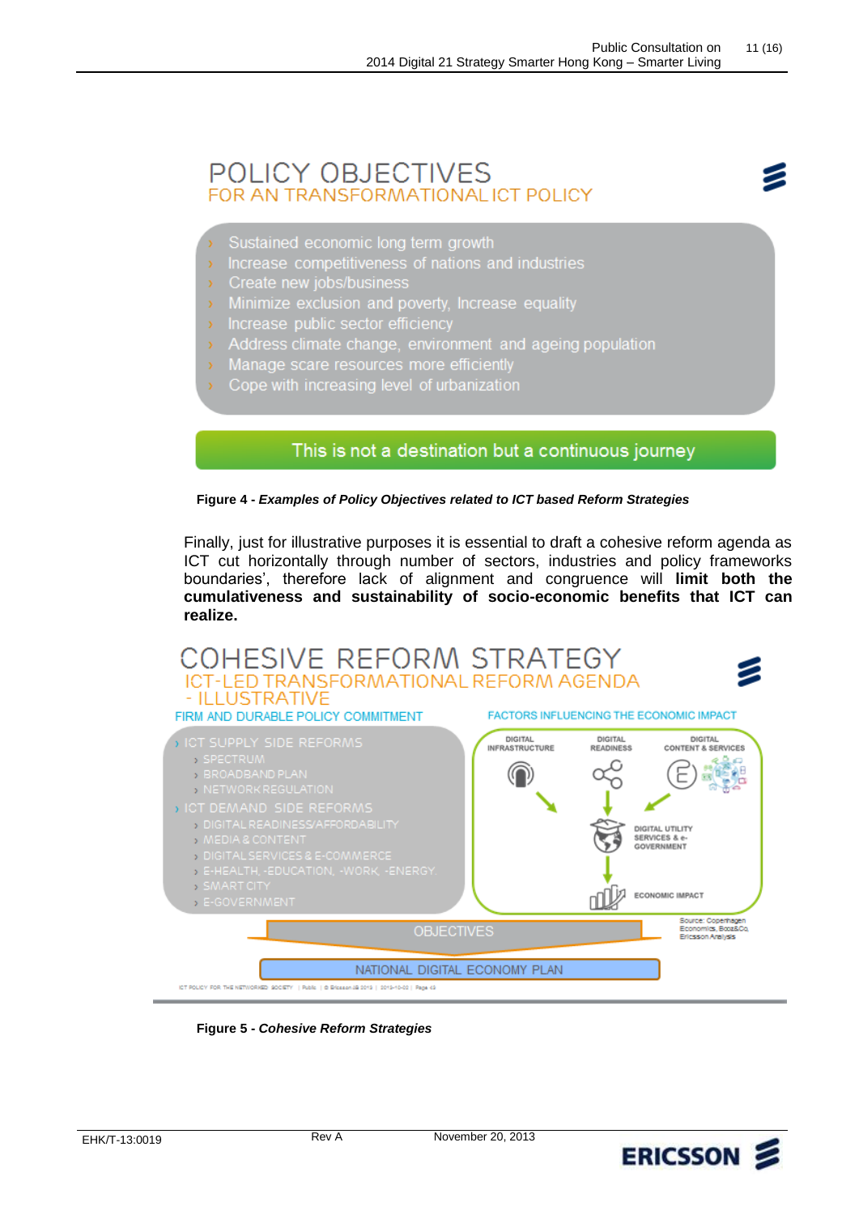# POLICY OBJECTIVES

## FOR AN TRANSFORMATIONAL ICT POLICY

- Sustained economic long term growth
- Increase competitiveness of nations and industries
- Create new jobs/business
- Minimize exclusion and poverty, Increase equality
- Increase public sector efficiency
- Address climate change, environment and ageing population
- Manage scare resources more efficiently
- Cope with increasing level of urbanization

This is not a destination but a continuous journey

**Figure 4 -** ***Examples of Policy Objectives related to ICT based Reform Strategies***

Finally, just for illustrative purposes it is essential to draft a cohesive reform agenda as ICT cut horizontally through number of sectors, industries and policy frameworks boundaries', therefore lack of alignment and congruence will **limit both the cumulativeness and sustainability of socio-economic benefits that ICT can realize.**

# COHESIVE REFORM STRATEGY

## ICT-LED TRANSFORMATIONAL REFORM AGENDA - ILLUSTRATIVE

FIRM AND DURABLE POLICY COMMITMENT

- ICT SUPPLY SIDE REFORMS
  - SPECTRUM
  - BROADBAND PLAN
  - NETWORK REGULATION
- ICT DEMAND SIDE REFORMS
  - DIGITAL READINESS/AFFORDABILITY
  - MEDIA & CONTENT
  - DIGITAL SERVICES & E-COMMERCE
  - E-HEALTH, -EDUCATION, -WORK, -ENERGY
  - SMART CITY
  - E-GOVERNMENT

FACTORS INFLUENCING THE ECONOMIC IMPACT

DIGITAL INFRASTRUCTURE → DIGITAL READINESS → DIGITAL CONTENT & SERVICES → DIGITAL UTILITY SERVICES & e-GOVERNMENT → ECONOMIC IMPACT

Source: Copenhagen Economics, Booz&Co, Ericsson Analysis

OBJECTIVES

NATIONAL DIGITAL ECONOMY PLAN

**Figure 5 -** ***Cohesive Reform Strategies***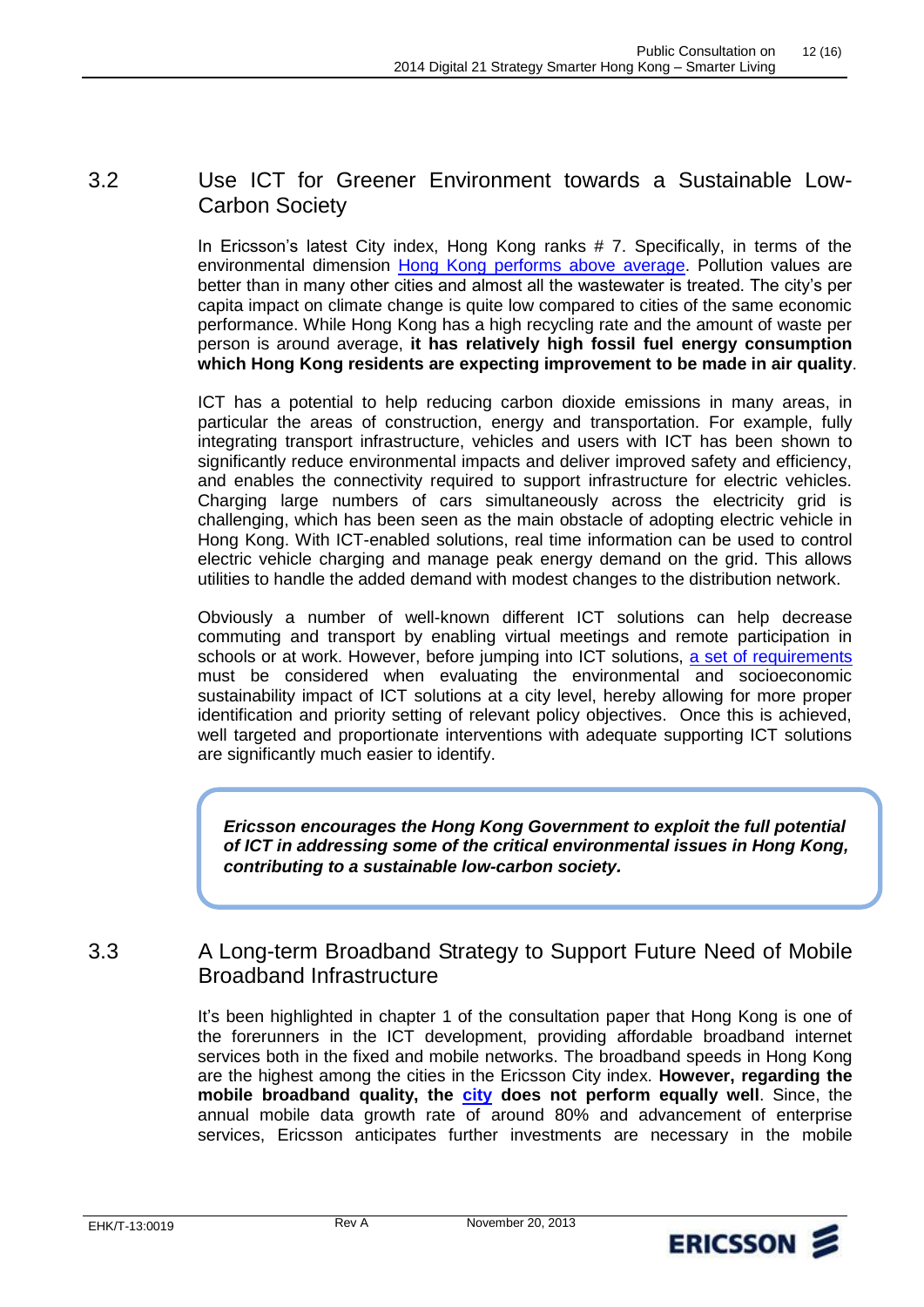## 3.2 Use ICT for Greener Environment towards a Sustainable Low-Carbon Society

In Ericsson's latest City index, Hong Kong ranks # 7. Specifically, in terms of the environmental dimension Hong Kong performs above average. Pollution values are better than in many other cities and almost all the wastewater is treated. The city's per capita impact on climate change is quite low compared to cities of the same economic performance. While Hong Kong has a high recycling rate and the amount of waste per person is around average, **it has relatively high fossil fuel energy consumption which Hong Kong residents are expecting improvement to be made in air quality**.

ICT has a potential to help reducing carbon dioxide emissions in many areas, in particular the areas of construction, energy and transportation. For example, fully integrating transport infrastructure, vehicles and users with ICT has been shown to significantly reduce environmental impacts and deliver improved safety and efficiency, and enables the connectivity required to support infrastructure for electric vehicles. Charging large numbers of cars simultaneously across the electricity grid is challenging, which has been seen as the main obstacle of adopting electric vehicle in Hong Kong. With ICT-enabled solutions, real time information can be used to control electric vehicle charging and manage peak energy demand on the grid. This allows utilities to handle the added demand with modest changes to the distribution network.

Obviously a number of well-known different ICT solutions can help decrease commuting and transport by enabling virtual meetings and remote participation in schools or at work. However, before jumping into ICT solutions, a set of requirements must be considered when evaluating the environmental and socioeconomic sustainability impact of ICT solutions at a city level, hereby allowing for more proper identification and priority setting of relevant policy objectives. Once this is achieved, well targeted and proportionate interventions with adequate supporting ICT solutions are significantly much easier to identify.

> ***Ericsson encourages the Hong Kong Government to exploit the full potential of ICT in addressing some of the critical environmental issues in Hong Kong, contributing to a sustainable low-carbon society.***

## 3.3 A Long-term Broadband Strategy to Support Future Need of Mobile Broadband Infrastructure

It's been highlighted in chapter 1 of the consultation paper that Hong Kong is one of the forerunners in the ICT development, providing affordable broadband internet services both in the fixed and mobile networks. The broadband speeds in Hong Kong are the highest among the cities in the Ericsson City index. **However, regarding the mobile broadband quality, the city does not perform equally well**. Since, the annual mobile data growth rate of around 80% and advancement of enterprise services, Ericsson anticipates further investments are necessary in the mobile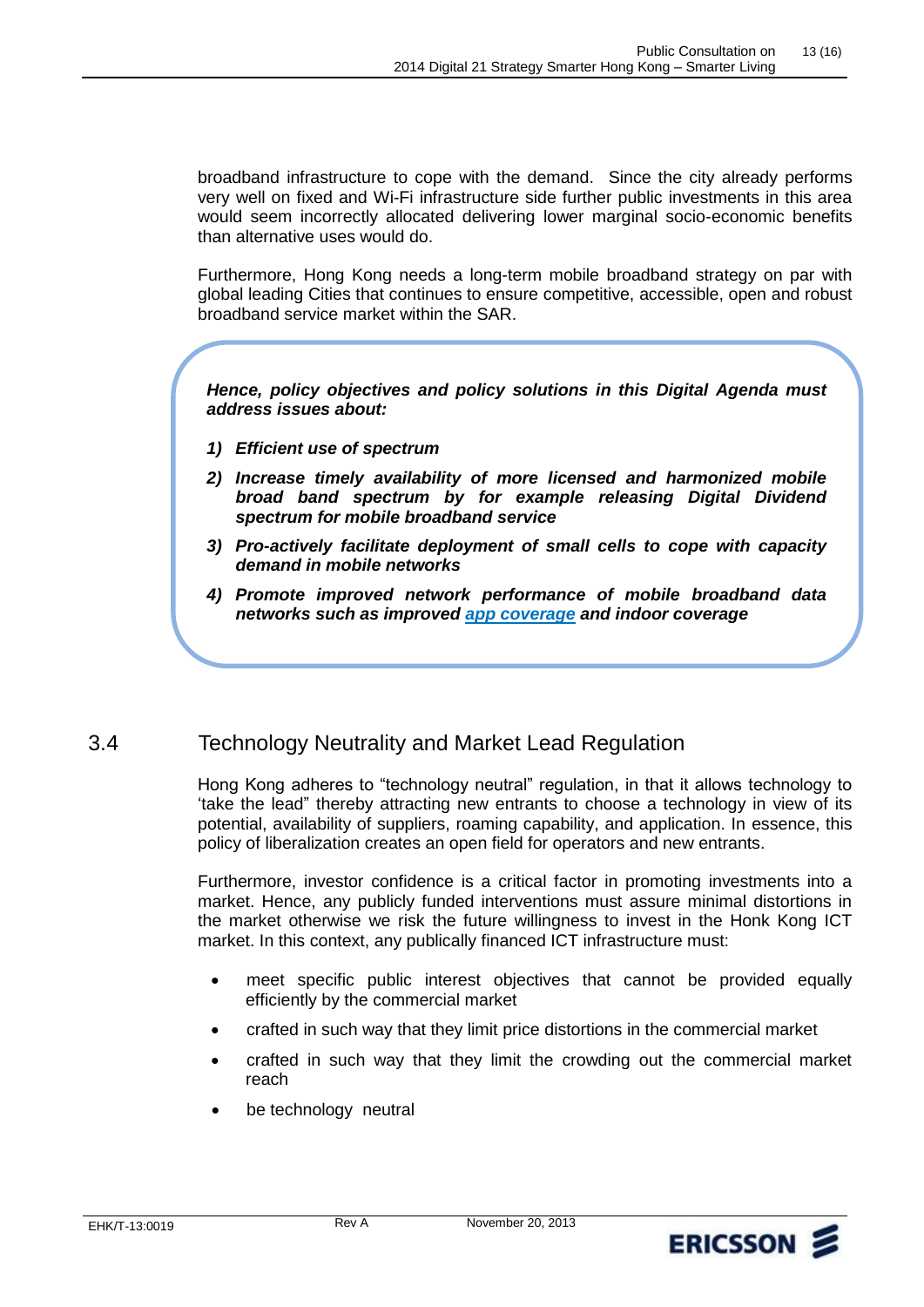broadband infrastructure to cope with the demand. Since the city already performs very well on fixed and Wi-Fi infrastructure side further public investments in this area would seem incorrectly allocated delivering lower marginal socio-economic benefits than alternative uses would do.

Furthermore, Hong Kong needs a long-term mobile broadband strategy on par with global leading Cities that continues to ensure competitive, accessible, open and robust broadband service market within the SAR.

***Hence, policy objectives and policy solutions in this Digital Agenda must address issues about:***

1) ***Efficient use of spectrum***
2) ***Increase timely availability of more licensed and harmonized mobile broad band spectrum by for example releasing Digital Dividend spectrum for mobile broadband service***
3) ***Pro-actively facilitate deployment of small cells to cope with capacity demand in mobile networks***
4) ***Promote improved network performance of mobile broadband data networks such as improved app coverage and indoor coverage***

## 3.4 Technology Neutrality and Market Lead Regulation

Hong Kong adheres to "technology neutral" regulation, in that it allows technology to 'take the lead" thereby attracting new entrants to choose a technology in view of its potential, availability of suppliers, roaming capability, and application. In essence, this policy of liberalization creates an open field for operators and new entrants.

Furthermore, investor confidence is a critical factor in promoting investments into a market. Hence, any publicly funded interventions must assure minimal distortions in the market otherwise we risk the future willingness to invest in the Honk Kong ICT market. In this context, any publically financed ICT infrastructure must:

- meet specific public interest objectives that cannot be provided equally efficiently by the commercial market
- crafted in such way that they limit price distortions in the commercial market
- crafted in such way that they limit the crowding out the commercial market reach
- be technology neutral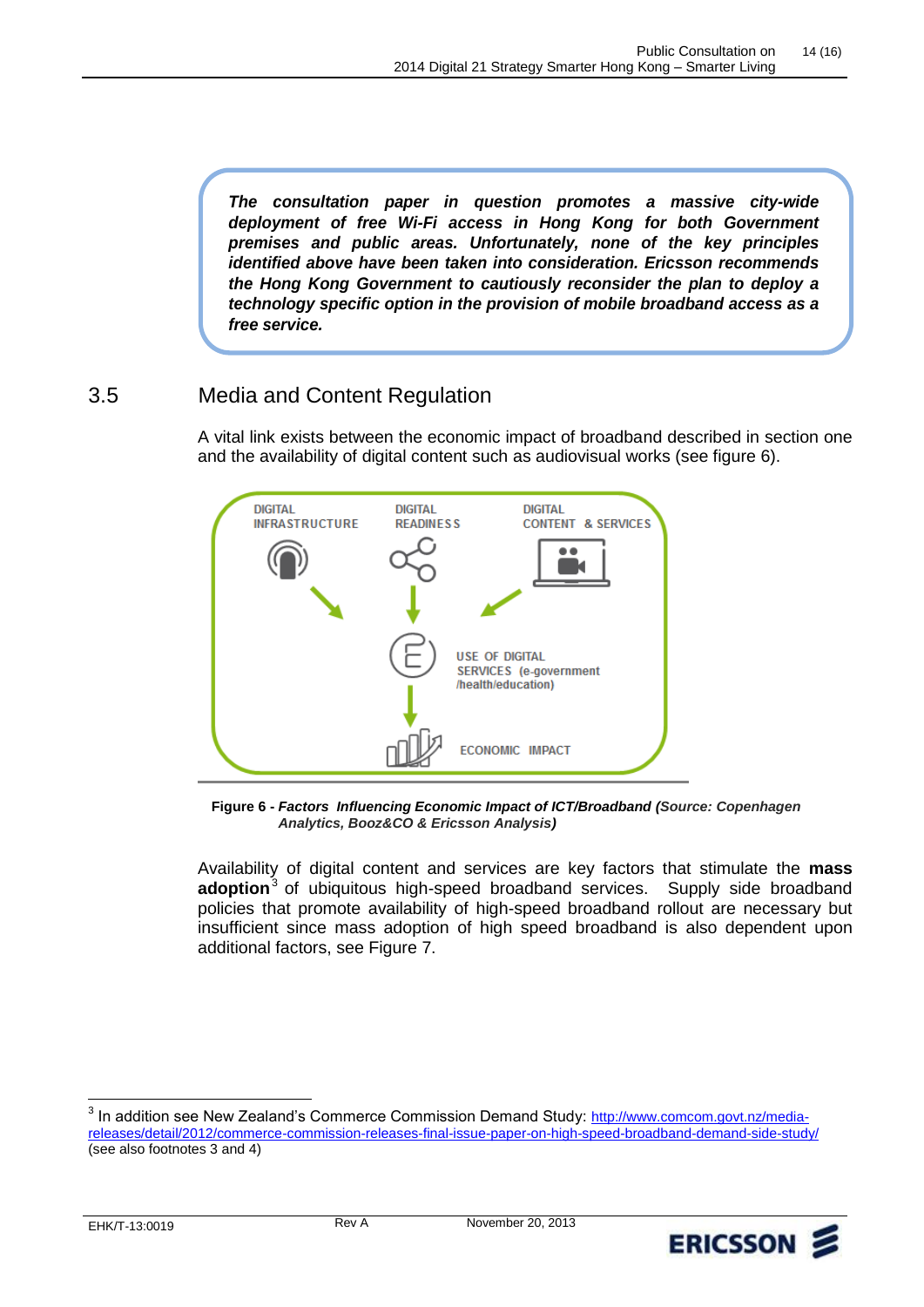> ***The consultation paper in question promotes a massive city-wide deployment of free Wi-Fi access in Hong Kong for both Government premises and public areas. Unfortunately, none of the key principles identified above have been taken into consideration. Ericsson recommends the Hong Kong Government to cautiously reconsider the plan to deploy a technology specific option in the provision of mobile broadband access as a free service.***

## 3.5 Media and Content Regulation

A vital link exists between the economic impact of broadband described in section one and the availability of digital content such as audiovisual works (see figure 6).

DIGITAL INFRASTRUCTURE — DIGITAL READINESS — DIGITAL CONTENT & SERVICES

USE OF DIGITAL SERVICES (e-government /health/education)

ECONOMIC IMPACT

**Figure 6 -** ***Factors Influencing Economic Impact of ICT/Broadband (Source: Copenhagen Analytics, Booz&CO & Ericsson Analysis)***

Availability of digital content and services are key factors that stimulate the **mass adoption**[3] of ubiquitous high-speed broadband services. Supply side broadband policies that promote availability of high-speed broadband rollout are necessary but insufficient since mass adoption of high speed broadband is also dependent upon additional factors, see Figure 7.

---

[3] In addition see New Zealand's Commerce Commission Demand Study: http://www.comcom.govt.nz/media-releases/detail/2012/commerce-commission-releases-final-issue-paper-on-high-speed-broadband-demand-side-study/ (see also footnotes 3 and 4)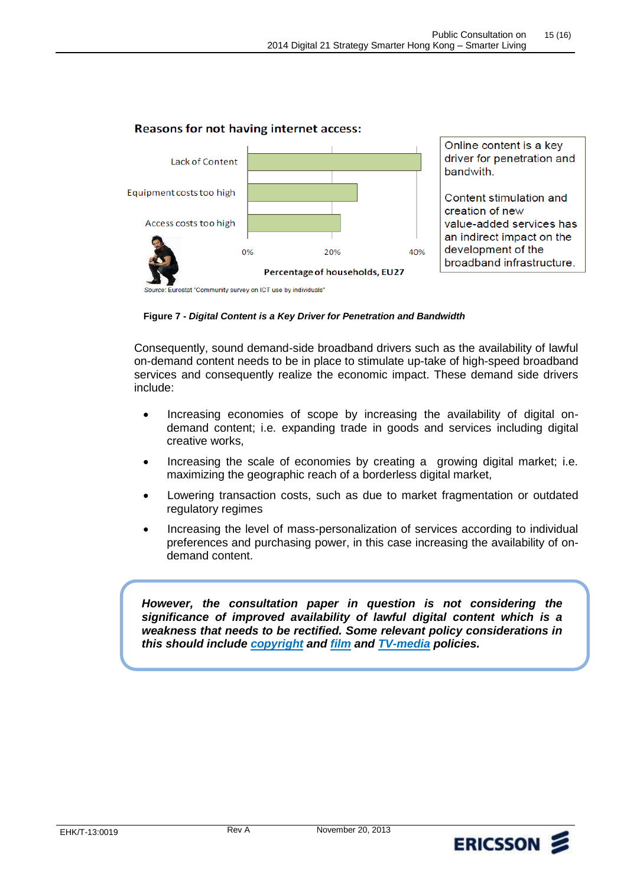**Reasons for not having internet access:**

| Reason | Percentage of households, EU27 |
|---|---|
| Lack of Content | ~41% |
| Equipment costs too high | ~26% |
| Access costs too high | ~22% |

Source: Eurostat "Community survey on ICT use by individuals"

Online content is a key driver for penetration and bandwith.

Content stimulation and creation of new value-added services has an indirect impact on the development of the broadband infrastructure.

**Figure 7 - *Digital Content is a Key Driver for Penetration and Bandwidth***

Consequently, sound demand-side broadband drivers such as the availability of lawful on-demand content needs to be in place to stimulate up-take of high-speed broadband services and consequently realize the economic impact. These demand side drivers include:

- Increasing economies of scope by increasing the availability of digital on-demand content; i.e. expanding trade in goods and services including digital creative works,
- Increasing the scale of economies by creating a growing digital market; i.e. maximizing the geographic reach of a borderless digital market,
- Lowering transaction costs, such as due to market fragmentation or outdated regulatory regimes
- Increasing the level of mass-personalization of services according to individual preferences and purchasing power, in this case increasing the availability of on-demand content.

***However, the consultation paper in question is not considering the significance of improved availability of lawful digital content which is a weakness that needs to be rectified. Some relevant policy considerations in this should include copyright and film and TV-media policies.***

EHK/T-13:0019 Rev A November 20, 2013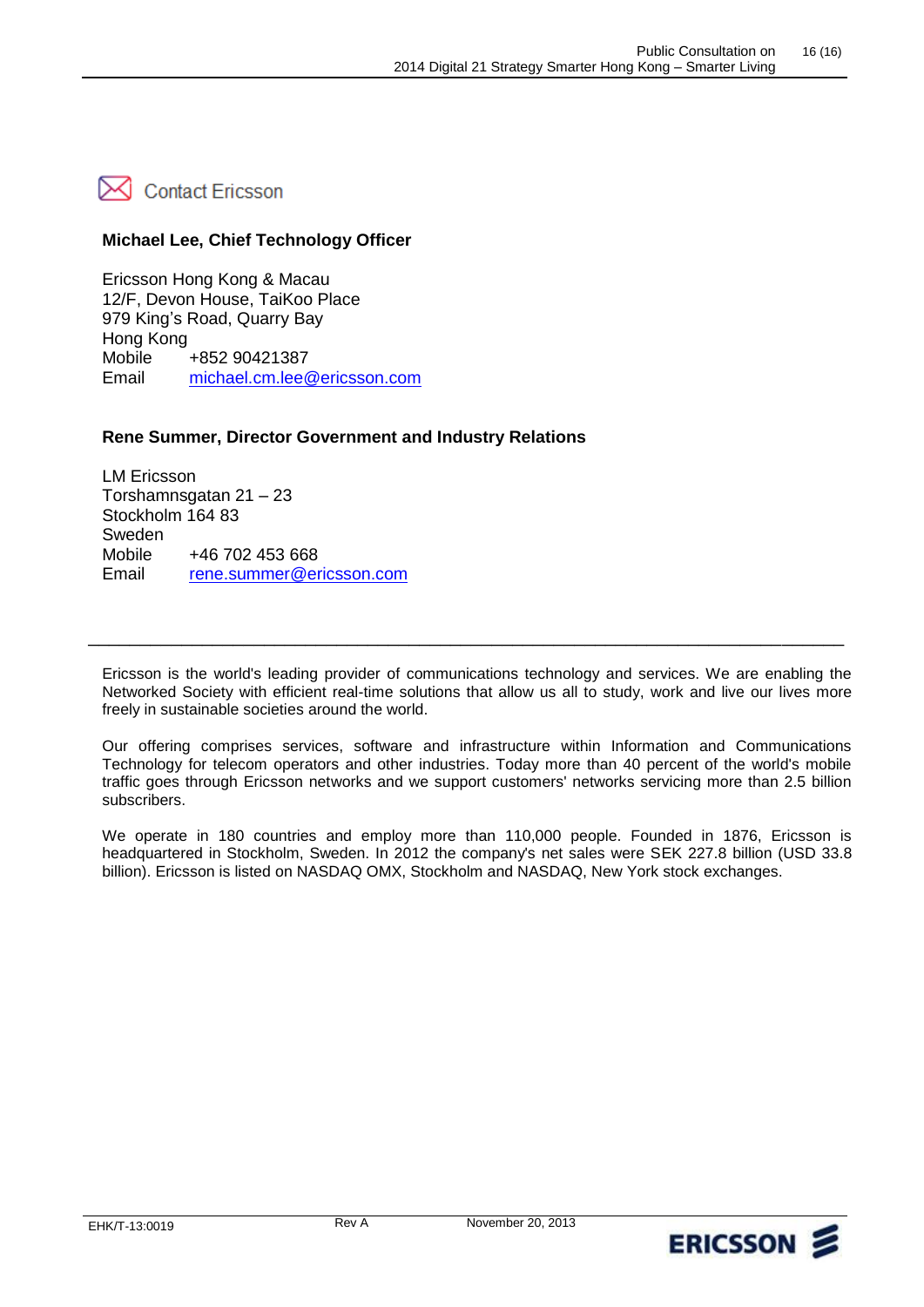## Contact Ericsson

**Michael Lee, Chief Technology Officer**

Ericsson Hong Kong & Macau
12/F, Devon House, TaiKoo Place
979 King's Road, Quarry Bay
Hong Kong
Mobile +852 90421387
Email michael.cm.lee@ericsson.com

**Rene Summer, Director Government and Industry Relations**

LM Ericsson
Torshamnsgatan 21 – 23
Stockholm 164 83
Sweden
Mobile +46 702 453 668
Email rene.summer@ericsson.com

---

Ericsson is the world's leading provider of communications technology and services. We are enabling the Networked Society with efficient real-time solutions that allow us all to study, work and live our lives more freely in sustainable societies around the world.

Our offering comprises services, software and infrastructure within Information and Communications Technology for telecom operators and other industries. Today more than 40 percent of the world's mobile traffic goes through Ericsson networks and we support customers' networks servicing more than 2.5 billion subscribers.

We operate in 180 countries and employ more than 110,000 people. Founded in 1876, Ericsson is headquartered in Stockholm, Sweden. In 2012 the company's net sales were SEK 227.8 billion (USD 33.8 billion). Ericsson is listed on NASDAQ OMX, Stockholm and NASDAQ, New York stock exchanges.